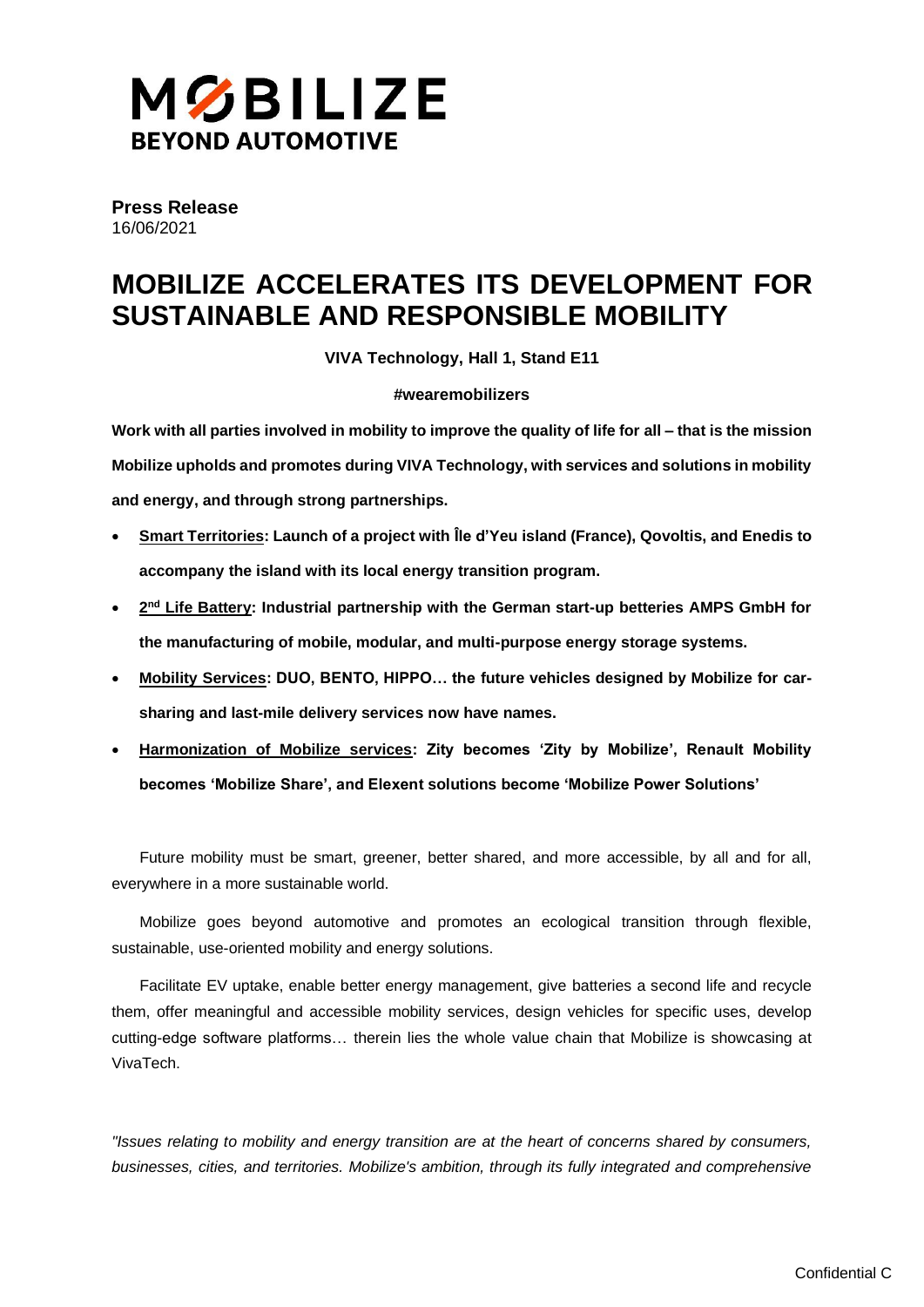# MOBILIZE
**BEYOND AUTOMOTIVE**

**Press Release**
16/06/2021

# MOBILIZE ACCELERATES ITS DEVELOPMENT FOR SUSTAINABLE AND RESPONSIBLE MOBILITY

**VIVA Technology, Hall 1, Stand E11**

**#wearemobilizers**

**Work with all parties involved in mobility to improve the quality of life for all – that is the mission Mobilize upholds and promotes during VIVA Technology, with services and solutions in mobility and energy, and through strong partnerships.**

- **Smart Territories: Launch of a project with Île d'Yeu island (France), Qovoltis, and Enedis to accompany the island with its local energy transition program.**
- **2nd Life Battery: Industrial partnership with the German start-up betteries AMPS GmbH for the manufacturing of mobile, modular, and multi-purpose energy storage systems.**
- **Mobility Services: DUO, BENTO, HIPPO… the future vehicles designed by Mobilize for car-sharing and last-mile delivery services now have names.**
- **Harmonization of Mobilize services: Zity becomes 'Zity by Mobilize', Renault Mobility becomes 'Mobilize Share', and Elexent solutions become 'Mobilize Power Solutions'**

Future mobility must be smart, greener, better shared, and more accessible, by all and for all, everywhere in a more sustainable world.

Mobilize goes beyond automotive and promotes an ecological transition through flexible, sustainable, use-oriented mobility and energy solutions.

Facilitate EV uptake, enable better energy management, give batteries a second life and recycle them, offer meaningful and accessible mobility services, design vehicles for specific uses, develop cutting-edge software platforms… therein lies the whole value chain that Mobilize is showcasing at VivaTech.

*"Issues relating to mobility and energy transition are at the heart of concerns shared by consumers, businesses, cities, and territories. Mobilize's ambition, through its fully integrated and comprehensive*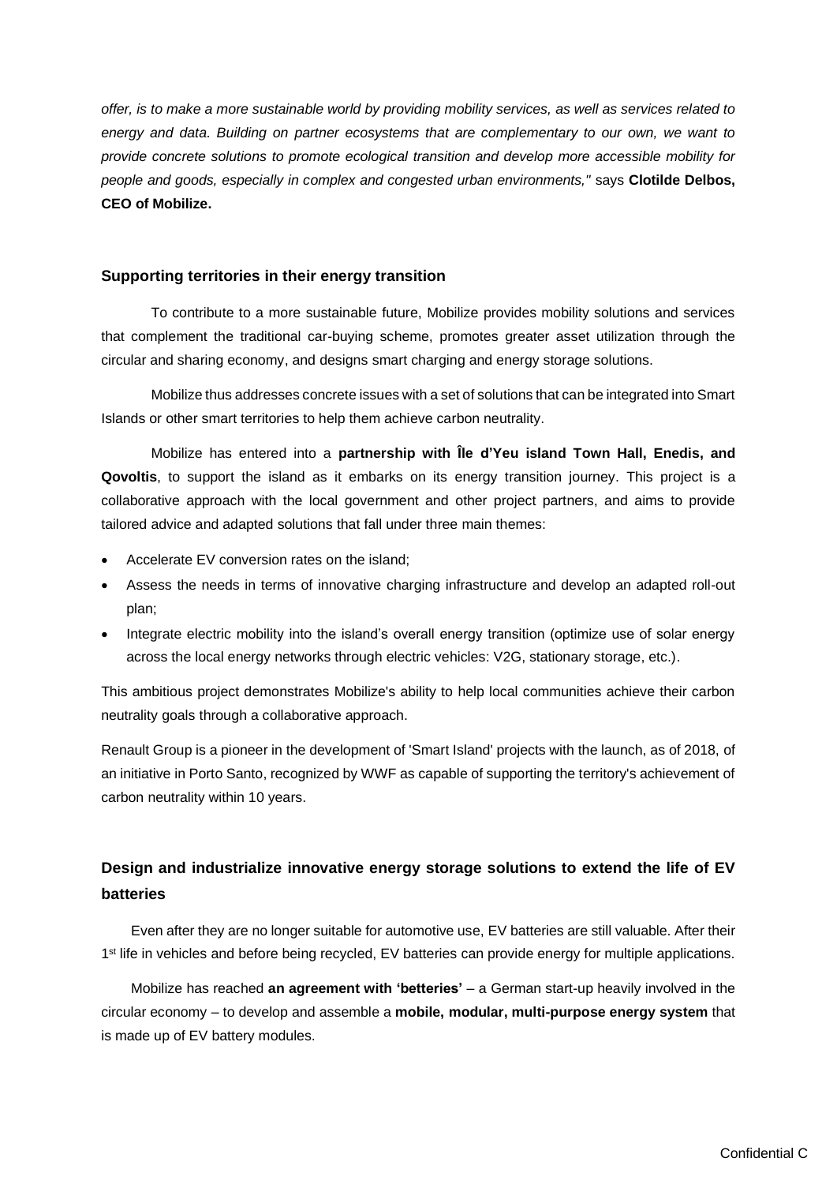*offer, is to make a more sustainable world by providing mobility services, as well as services related to energy and data. Building on partner ecosystems that are complementary to our own, we want to provide concrete solutions to promote ecological transition and develop more accessible mobility for people and goods, especially in complex and congested urban environments,"* says **Clotilde Delbos, CEO of Mobilize.**

## Supporting territories in their energy transition

To contribute to a more sustainable future, Mobilize provides mobility solutions and services that complement the traditional car-buying scheme, promotes greater asset utilization through the circular and sharing economy, and designs smart charging and energy storage solutions.

Mobilize thus addresses concrete issues with a set of solutions that can be integrated into Smart Islands or other smart territories to help them achieve carbon neutrality.

Mobilize has entered into a **partnership with Île d'Yeu island Town Hall, Enedis, and Qovoltis**, to support the island as it embarks on its energy transition journey. This project is a collaborative approach with the local government and other project partners, and aims to provide tailored advice and adapted solutions that fall under three main themes:

- Accelerate EV conversion rates on the island;
- Assess the needs in terms of innovative charging infrastructure and develop an adapted roll-out plan;
- Integrate electric mobility into the island's overall energy transition (optimize use of solar energy across the local energy networks through electric vehicles: V2G, stationary storage, etc.).

This ambitious project demonstrates Mobilize's ability to help local communities achieve their carbon neutrality goals through a collaborative approach.

Renault Group is a pioneer in the development of 'Smart Island' projects with the launch, as of 2018, of an initiative in Porto Santo, recognized by WWF as capable of supporting the territory's achievement of carbon neutrality within 10 years.

## Design and industrialize innovative energy storage solutions to extend the life of EV batteries

Even after they are no longer suitable for automotive use, EV batteries are still valuable. After their 1st life in vehicles and before being recycled, EV batteries can provide energy for multiple applications.

Mobilize has reached **an agreement with 'betteries'** – a German start-up heavily involved in the circular economy – to develop and assemble a **mobile, modular, multi-purpose energy system** that is made up of EV battery modules.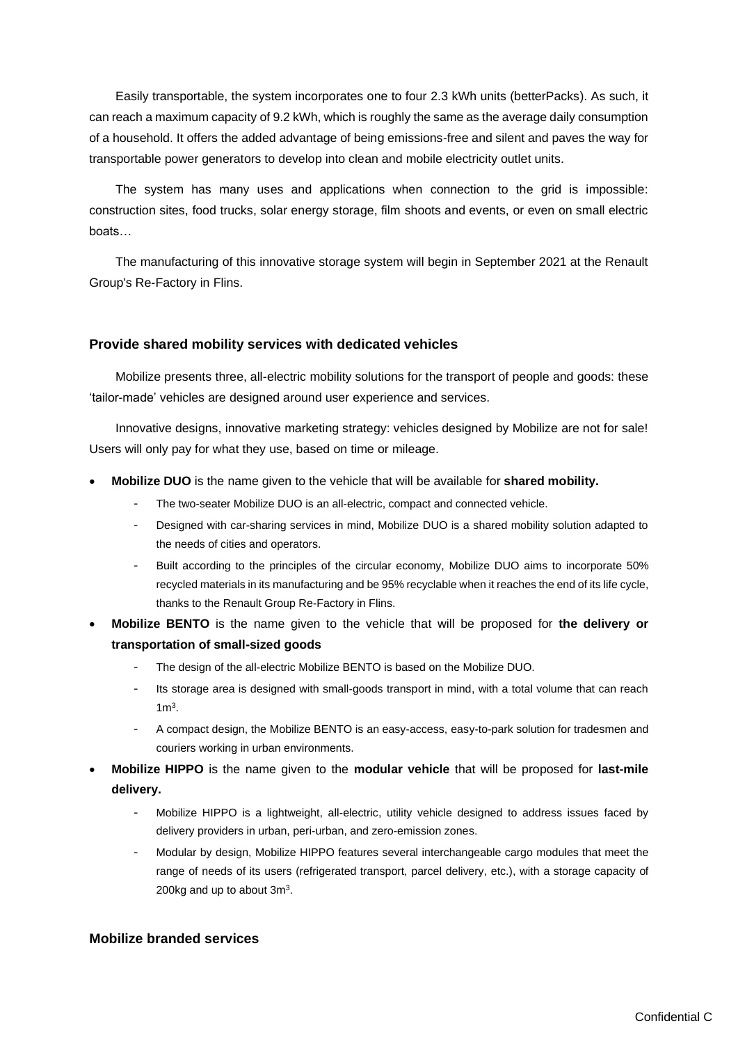Easily transportable, the system incorporates one to four 2.3 kWh units (betterPacks). As such, it can reach a maximum capacity of 9.2 kWh, which is roughly the same as the average daily consumption of a household. It offers the added advantage of being emissions-free and silent and paves the way for transportable power generators to develop into clean and mobile electricity outlet units.

The system has many uses and applications when connection to the grid is impossible: construction sites, food trucks, solar energy storage, film shoots and events, or even on small electric boats…

The manufacturing of this innovative storage system will begin in September 2021 at the Renault Group's Re-Factory in Flins.

### Provide shared mobility services with dedicated vehicles

Mobilize presents three, all-electric mobility solutions for the transport of people and goods: these 'tailor-made' vehicles are designed around user experience and services.

Innovative designs, innovative marketing strategy: vehicles designed by Mobilize are not for sale! Users will only pay for what they use, based on time or mileage.

- **Mobilize DUO** is the name given to the vehicle that will be available for **shared mobility.**
  - The two-seater Mobilize DUO is an all-electric, compact and connected vehicle.
  - Designed with car-sharing services in mind, Mobilize DUO is a shared mobility solution adapted to the needs of cities and operators.
  - Built according to the principles of the circular economy, Mobilize DUO aims to incorporate 50% recycled materials in its manufacturing and be 95% recyclable when it reaches the end of its life cycle, thanks to the Renault Group Re-Factory in Flins.
- **Mobilize BENTO** is the name given to the vehicle that will be proposed for **the delivery or transportation of small-sized goods**
  - The design of the all-electric Mobilize BENTO is based on the Mobilize DUO.
  - Its storage area is designed with small-goods transport in mind, with a total volume that can reach $1m^3$.
  - A compact design, the Mobilize BENTO is an easy-access, easy-to-park solution for tradesmen and couriers working in urban environments.
- **Mobilize HIPPO** is the name given to the **modular vehicle** that will be proposed for **last-mile delivery.**
  - Mobilize HIPPO is a lightweight, all-electric, utility vehicle designed to address issues faced by delivery providers in urban, peri-urban, and zero-emission zones.
  - Modular by design, Mobilize HIPPO features several interchangeable cargo modules that meet the range of needs of its users (refrigerated transport, parcel delivery, etc.), with a storage capacity of 200kg and up to about $3m^3$.

### Mobilize branded services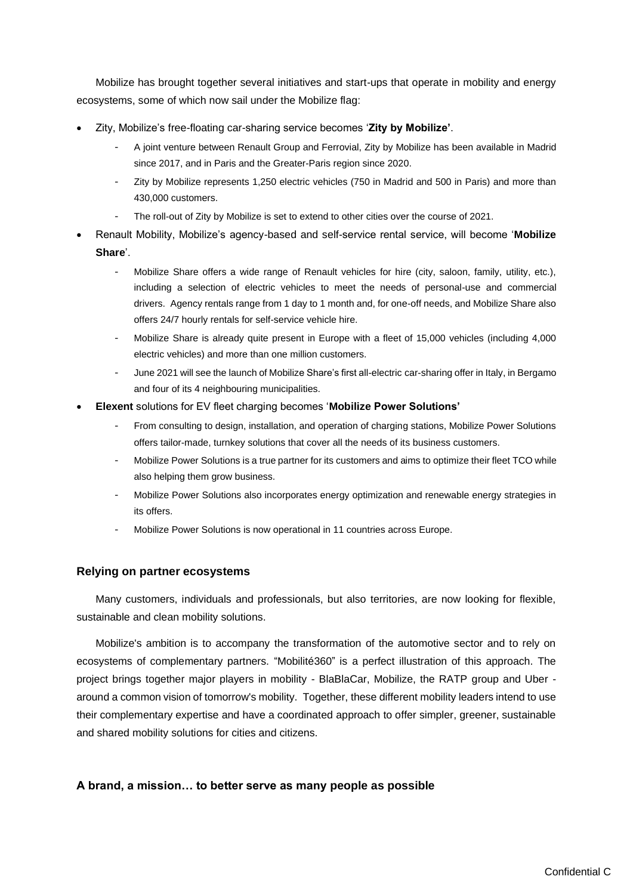Mobilize has brought together several initiatives and start-ups that operate in mobility and energy ecosystems, some of which now sail under the Mobilize flag:

- Zity, Mobilize's free-floating car-sharing service becomes '**Zity by Mobilize'**.
    - A joint venture between Renault Group and Ferrovial, Zity by Mobilize has been available in Madrid since 2017, and in Paris and the Greater-Paris region since 2020.
    - Zity by Mobilize represents 1,250 electric vehicles (750 in Madrid and 500 in Paris) and more than 430,000 customers.
    - The roll-out of Zity by Mobilize is set to extend to other cities over the course of 2021.
- Renault Mobility, Mobilize's agency-based and self-service rental service, will become '**Mobilize Share**'.
    - Mobilize Share offers a wide range of Renault vehicles for hire (city, saloon, family, utility, etc.), including a selection of electric vehicles to meet the needs of personal-use and commercial drivers. Agency rentals range from 1 day to 1 month and, for one-off needs, and Mobilize Share also offers 24/7 hourly rentals for self-service vehicle hire.
    - Mobilize Share is already quite present in Europe with a fleet of 15,000 vehicles (including 4,000 electric vehicles) and more than one million customers.
    - June 2021 will see the launch of Mobilize Share's first all-electric car-sharing offer in Italy, in Bergamo and four of its 4 neighbouring municipalities.
- **Elexent** solutions for EV fleet charging becomes '**Mobilize Power Solutions'**
    - From consulting to design, installation, and operation of charging stations, Mobilize Power Solutions offers tailor-made, turnkey solutions that cover all the needs of its business customers.
    - Mobilize Power Solutions is a true partner for its customers and aims to optimize their fleet TCO while also helping them grow business.
    - Mobilize Power Solutions also incorporates energy optimization and renewable energy strategies in its offers.
    - Mobilize Power Solutions is now operational in 11 countries across Europe.

### Relying on partner ecosystems

Many customers, individuals and professionals, but also territories, are now looking for flexible, sustainable and clean mobility solutions.

Mobilize's ambition is to accompany the transformation of the automotive sector and to rely on ecosystems of complementary partners. "Mobilité360" is a perfect illustration of this approach. The project brings together major players in mobility - BlaBlaCar, Mobilize, the RATP group and Uber - around a common vision of tomorrow's mobility. Together, these different mobility leaders intend to use their complementary expertise and have a coordinated approach to offer simpler, greener, sustainable and shared mobility solutions for cities and citizens.

### A brand, a mission… to better serve as many people as possible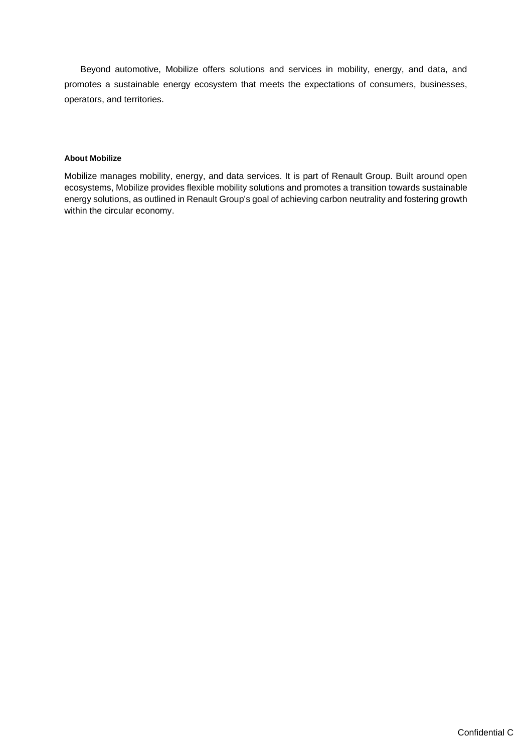Beyond automotive, Mobilize offers solutions and services in mobility, energy, and data, and promotes a sustainable energy ecosystem that meets the expectations of consumers, businesses, operators, and territories.

**About Mobilize**

Mobilize manages mobility, energy, and data services. It is part of Renault Group. Built around open ecosystems, Mobilize provides flexible mobility solutions and promotes a transition towards sustainable energy solutions, as outlined in Renault Group's goal of achieving carbon neutrality and fostering growth within the circular economy.